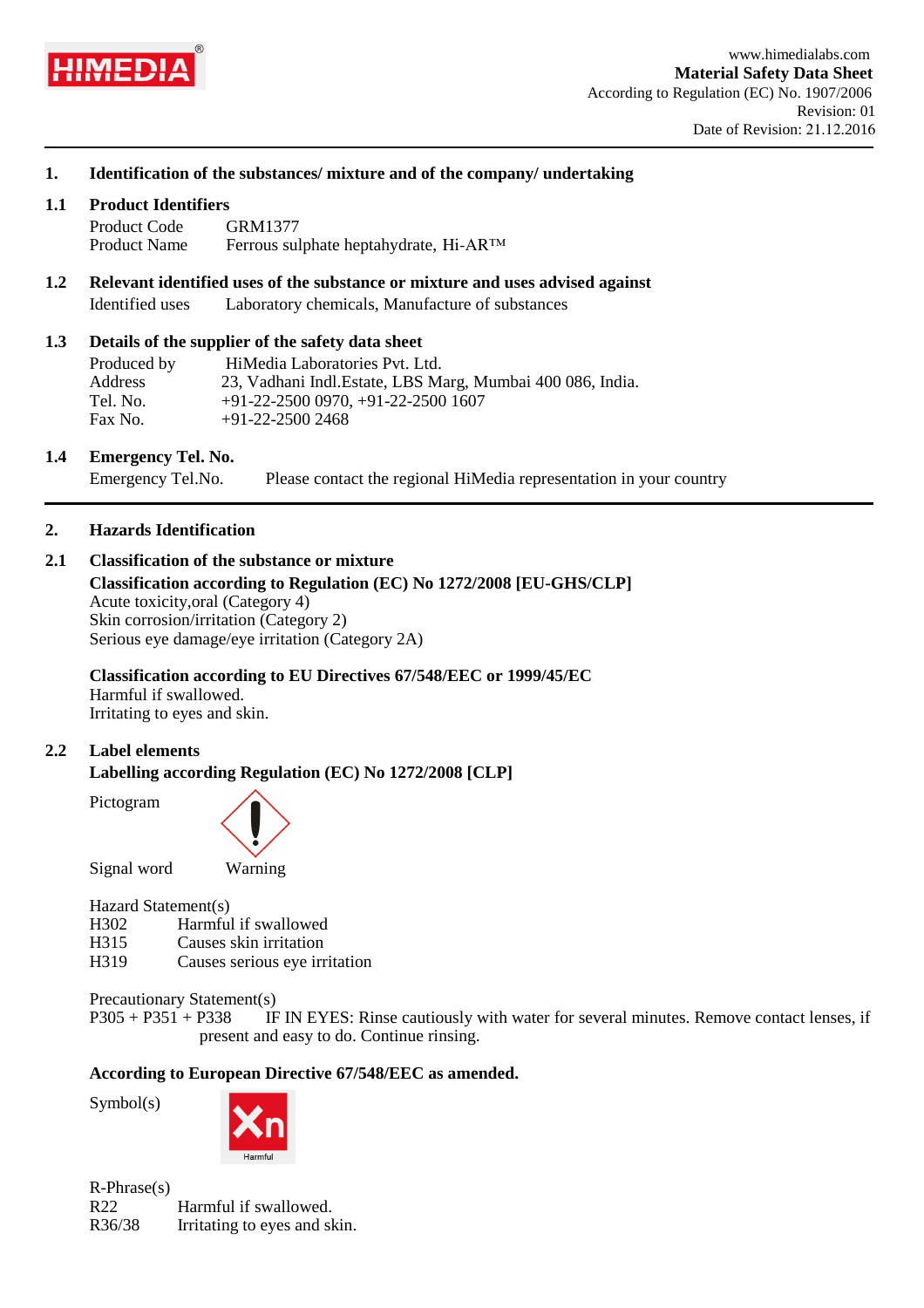HIMEDIA®

www.himedialabs.com
**Material Safety Data Sheet**
According to Regulation (EC) No. 1907/2006
Revision: 01
Date of Revision: 21.12.2016

## 1. Identification of the substances/ mixture and of the company/ undertaking

### 1.1 Product Identifiers

Product Code GRM1377
Product Name Ferrous sulphate heptahydrate, Hi-AR™

### 1.2 Relevant identified uses of the substance or mixture and uses advised against

Identified uses Laboratory chemicals, Manufacture of substances

### 1.3 Details of the supplier of the safety data sheet

Produced by HiMedia Laboratories Pvt. Ltd.
Address 23, Vadhani Indl.Estate, LBS Marg, Mumbai 400 086, India.
Tel. No. +91-22-2500 0970, +91-22-2500 1607
Fax No. +91-22-2500 2468

### 1.4 Emergency Tel. No.

Emergency Tel.No. Please contact the regional HiMedia representation in your country

## 2. Hazards Identification

### 2.1 Classification of the substance or mixture

**Classification according to Regulation (EC) No 1272/2008 [EU-GHS/CLP]**
Acute toxicity,oral (Category 4)
Skin corrosion/irritation (Category 2)
Serious eye damage/eye irritation (Category 2A)

**Classification according to EU Directives 67/548/EEC or 1999/45/EC**
Harmful if swallowed.
Irritating to eyes and skin.

### 2.2 Label elements

**Labelling according Regulation (EC) No 1272/2008 [CLP]**

Pictogram

Signal word Warning

Hazard Statement(s)
H302 Harmful if swallowed
H315 Causes skin irritation
H319 Causes serious eye irritation

Precautionary Statement(s)
P305 + P351 + P338 IF IN EYES: Rinse cautiously with water for several minutes. Remove contact lenses, if present and easy to do. Continue rinsing.

**According to European Directive 67/548/EEC as amended.**

Symbol(s)

Xn
Harmful

R-Phrase(s)
R22 Harmful if swallowed.
R36/38 Irritating to eyes and skin.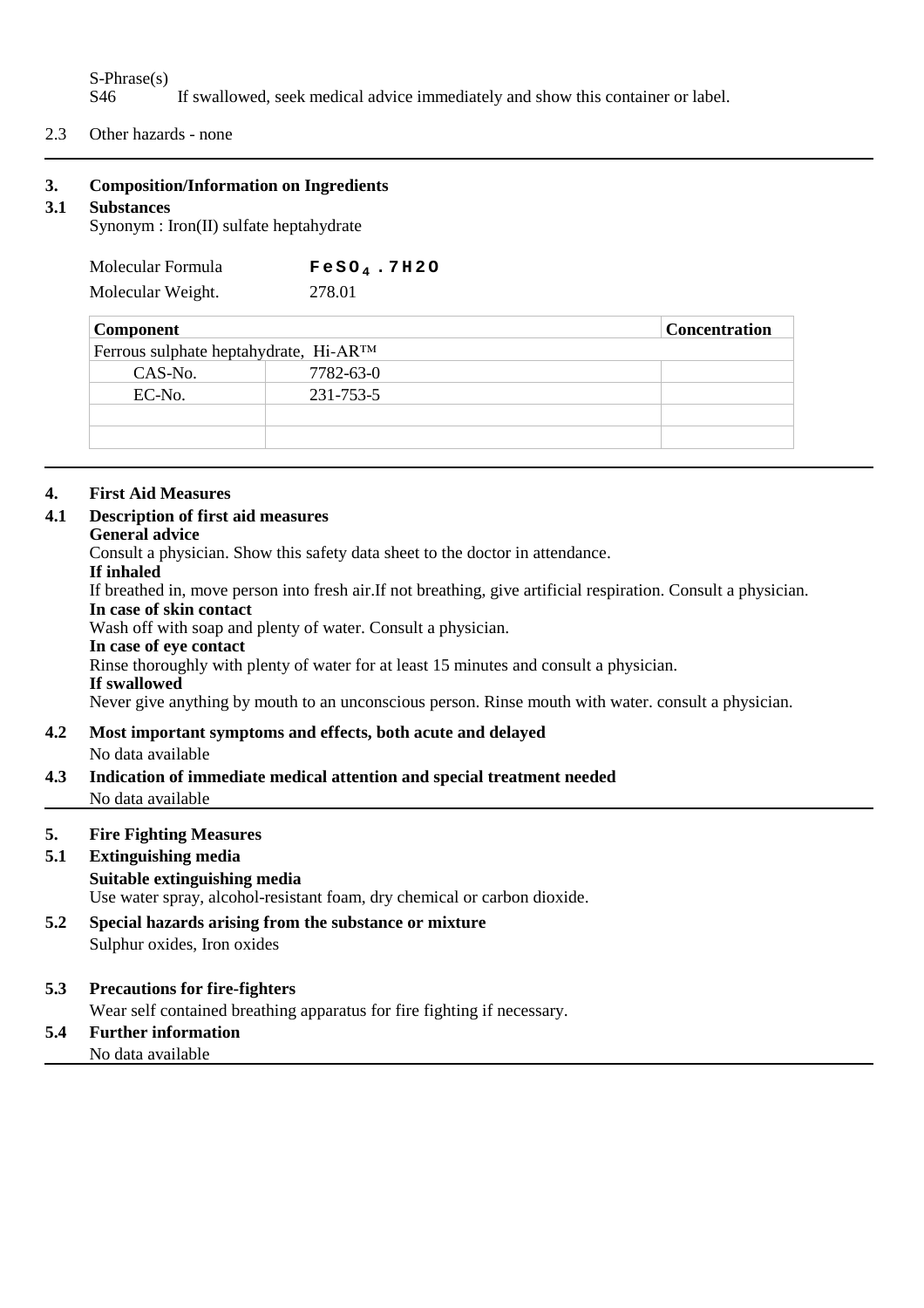S-Phrase(s)

S46 If swallowed, seek medical advice immediately and show this container or label.

2.3 Other hazards - none

## 3. Composition/Information on Ingredients

### 3.1 Substances

Synonym : Iron(II) sulfate heptahydrate

Molecular Formula $FeSO_4 . 7H2O$

Molecular Weight. 278.01

| Component | | Concentration |
|---|---|---|
| Ferrous sulphate heptahydrate, Hi-AR™ | | |
| CAS-No. | 7782-63-0 | |
| EC-No. | 231-753-5 | |
| | | |
| | | |

## 4. First Aid Measures

### 4.1 Description of first aid measures

**General advice**

Consult a physician. Show this safety data sheet to the doctor in attendance.

**If inhaled**

If breathed in, move person into fresh air.If not breathing, give artificial respiration. Consult a physician.

**In case of skin contact**

Wash off with soap and plenty of water. Consult a physician.

**In case of eye contact**

Rinse thoroughly with plenty of water for at least 15 minutes and consult a physician.

**If swallowed**

Never give anything by mouth to an unconscious person. Rinse mouth with water. consult a physician.

### 4.2 Most important symptoms and effects, both acute and delayed

No data available

### 4.3 Indication of immediate medical attention and special treatment needed

No data available

## 5. Fire Fighting Measures

### 5.1 Extinguishing media

**Suitable extinguishing media**

Use water spray, alcohol-resistant foam, dry chemical or carbon dioxide.

### 5.2 Special hazards arising from the substance or mixture

Sulphur oxides, Iron oxides

### 5.3 Precautions for fire-fighters

Wear self contained breathing apparatus for fire fighting if necessary.

### 5.4 Further information

No data available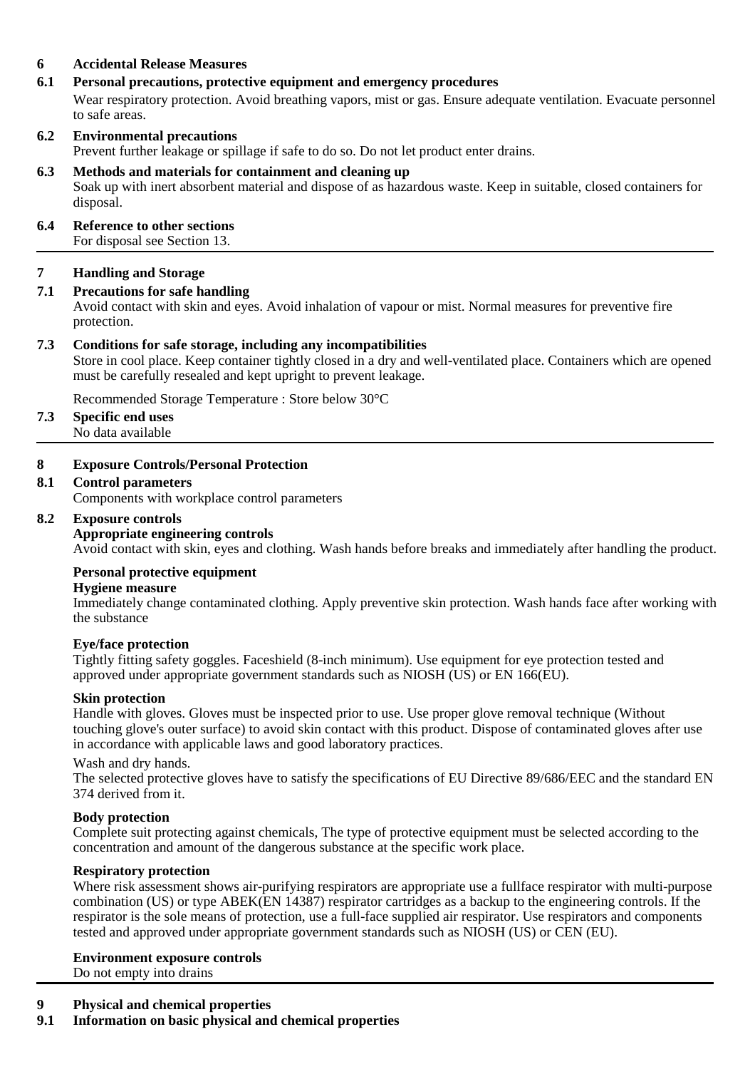## 6 Accidental Release Measures

### 6.1 Personal precautions, protective equipment and emergency procedures

Wear respiratory protection. Avoid breathing vapors, mist or gas. Ensure adequate ventilation. Evacuate personnel to safe areas.

### 6.2 Environmental precautions

Prevent further leakage or spillage if safe to do so. Do not let product enter drains.

### 6.3 Methods and materials for containment and cleaning up

Soak up with inert absorbent material and dispose of as hazardous waste. Keep in suitable, closed containers for disposal.

### 6.4 Reference to other sections

For disposal see Section 13.

---

## 7 Handling and Storage

### 7.1 Precautions for safe handling

Avoid contact with skin and eyes. Avoid inhalation of vapour or mist. Normal measures for preventive fire protection.

### 7.3 Conditions for safe storage, including any incompatibilities

Store in cool place. Keep container tightly closed in a dry and well-ventilated place. Containers which are opened must be carefully resealed and kept upright to prevent leakage.

Recommended Storage Temperature : Store below 30°C

### 7.3 Specific end uses

No data available

---

## 8 Exposure Controls/Personal Protection

### 8.1 Control parameters

Components with workplace control parameters

### 8.2 Exposure controls

**Appropriate engineering controls**

Avoid contact with skin, eyes and clothing. Wash hands before breaks and immediately after handling the product.

**Personal protective equipment**

**Hygiene measure**

Immediately change contaminated clothing. Apply preventive skin protection. Wash hands face after working with the substance

**Eye/face protection**

Tightly fitting safety goggles. Faceshield (8-inch minimum). Use equipment for eye protection tested and approved under appropriate government standards such as NIOSH (US) or EN 166(EU).

**Skin protection**

Handle with gloves. Gloves must be inspected prior to use. Use proper glove removal technique (Without touching glove's outer surface) to avoid skin contact with this product. Dispose of contaminated gloves after use in accordance with applicable laws and good laboratory practices.

Wash and dry hands.

The selected protective gloves have to satisfy the specifications of EU Directive 89/686/EEC and the standard EN 374 derived from it.

**Body protection**

Complete suit protecting against chemicals, The type of protective equipment must be selected according to the concentration and amount of the dangerous substance at the specific work place.

**Respiratory protection**

Where risk assessment shows air-purifying respirators are appropriate use a fullface respirator with multi-purpose combination (US) or type ABEK(EN 14387) respirator cartridges as a backup to the engineering controls. If the respirator is the sole means of protection, use a full-face supplied air respirator. Use respirators and components tested and approved under appropriate government standards such as NIOSH (US) or CEN (EU).

**Environment exposure controls**

Do not empty into drains

---

## 9 Physical and chemical properties

### 9.1 Information on basic physical and chemical properties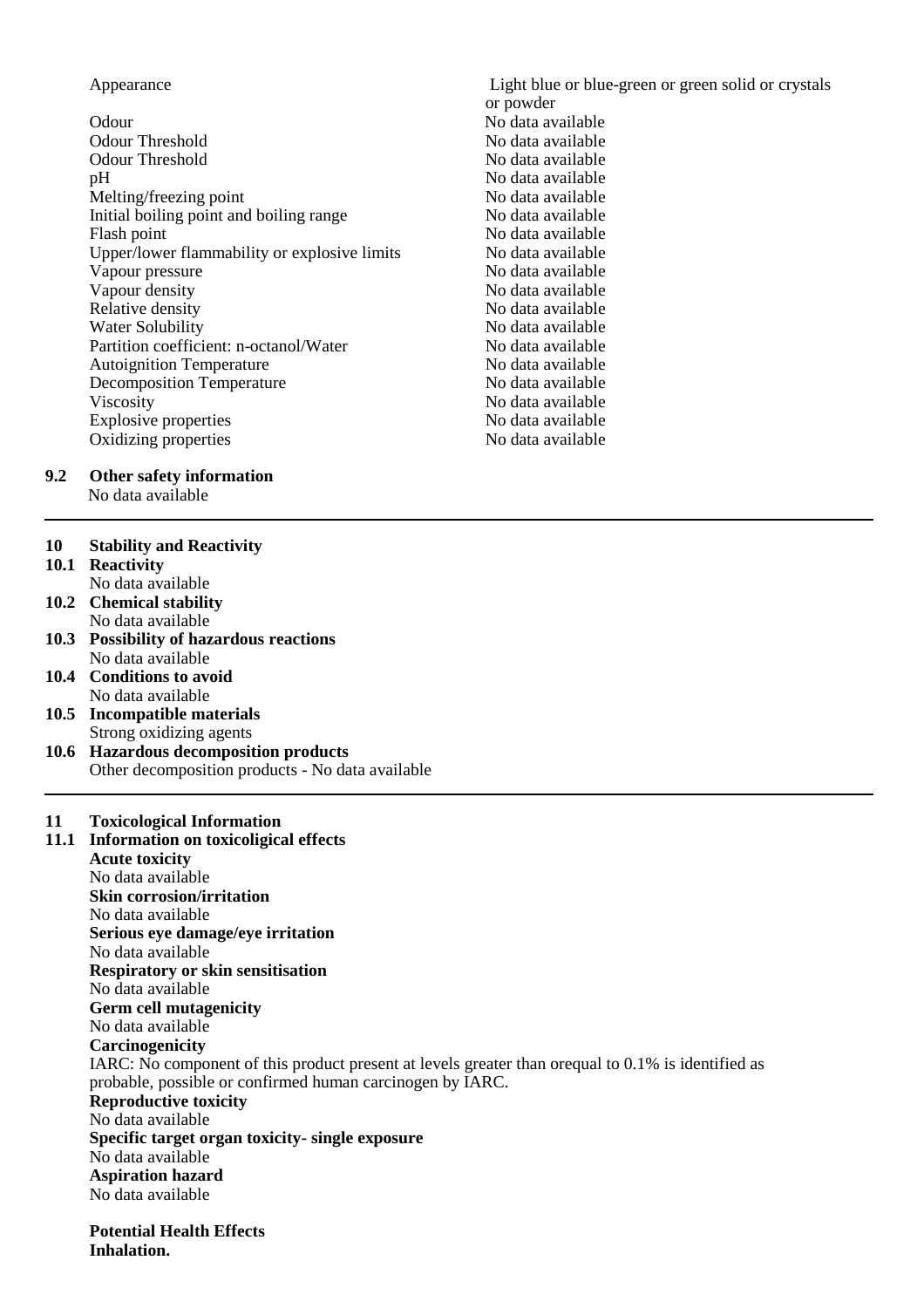| | |
|---|---|
| Appearance | Light blue or blue-green or green solid or crystals or powder |
| Odour | No data available |
| Odour Threshold | No data available |
| Odour Threshold | No data available |
| pH | No data available |
| Melting/freezing point | No data available |
| Initial boiling point and boiling range | No data available |
| Flash point | No data available |
| Upper/lower flammability or explosive limits | No data available |
| Vapour pressure | No data available |
| Vapour density | No data available |
| Relative density | No data available |
| Water Solubility | No data available |
| Partition coefficient: n-octanol/Water | No data available |
| Autoignition Temperature | No data available |
| Decomposition Temperature | No data available |
| Viscosity | No data available |
| Explosive properties | No data available |
| Oxidizing properties | No data available |

**9.2 Other safety information**

No data available

---

## 10 Stability and Reactivity

**10.1 Reactivity**

No data available

**10.2 Chemical stability**

No data available

**10.3 Possibility of hazardous reactions**

No data available

**10.4 Conditions to avoid**

No data available

**10.5 Incompatible materials**

Strong oxidizing agents

**10.6 Hazardous decomposition products**

Other decomposition products - No data available

---

## 11 Toxicological Information

**11.1 Information on toxicoligical effects**

**Acute toxicity**

No data available

**Skin corrosion/irritation**

No data available

**Serious eye damage/eye irritation**

No data available

**Respiratory or skin sensitisation**

No data available

**Germ cell mutagenicity**

No data available

**Carcinogenicity**

IARC: No component of this product present at levels greater than orequal to 0.1% is identified as probable, possible or confirmed human carcinogen by IARC.

**Reproductive toxicity**

No data available

**Specific target organ toxicity- single exposure**

No data available

**Aspiration hazard**

No data available

**Potential Health Effects**

**Inhalation.**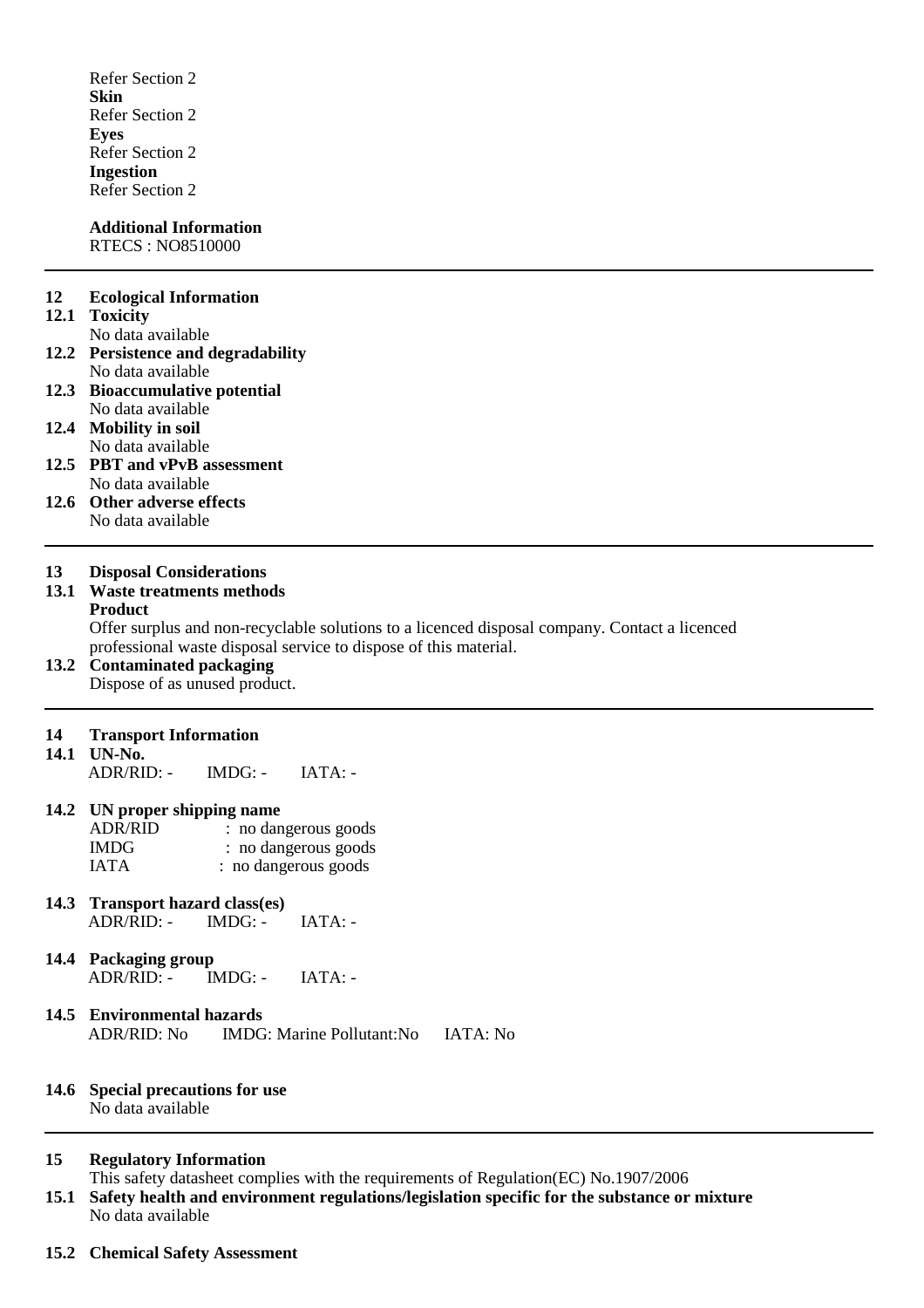Refer Section 2

**Skin**

Refer Section 2

**Eyes**

Refer Section 2

**Ingestion**

Refer Section 2

**Additional Information**

RTECS : NO8510000

---

## 12 Ecological Information

**12.1 Toxicity**

No data available

**12.2 Persistence and degradability**

No data available

**12.3 Bioaccumulative potential**

No data available

**12.4 Mobility in soil**

No data available

**12.5 PBT and vPvB assessment**

No data available

**12.6 Other adverse effects**

No data available

---

## 13 Disposal Considerations

**13.1 Waste treatments methods**

**Product**

Offer surplus and non-recyclable solutions to a licenced disposal company. Contact a licenced professional waste disposal service to dispose of this material.

**13.2 Contaminated packaging**

Dispose of as unused product.

---

## 14 Transport Information

**14.1 UN-No.**

ADR/RID: -  IMDG: -  IATA: -

**14.2 UN proper shipping name**

ADR/RID : no dangerous goods
IMDG : no dangerous goods
IATA : no dangerous goods

**14.3 Transport hazard class(es)**

ADR/RID: -  IMDG: -  IATA: -

**14.4 Packaging group**

ADR/RID: -  IMDG: -  IATA: -

**14.5 Environmental hazards**

ADR/RID: No  IMDG: Marine Pollutant:No  IATA: No

**14.6 Special precautions for use**

No data available

---

## 15 Regulatory Information

This safety datasheet complies with the requirements of Regulation(EC) No.1907/2006

**15.1 Safety health and environment regulations/legislation specific for the substance or mixture**

No data available

**15.2 Chemical Safety Assessment**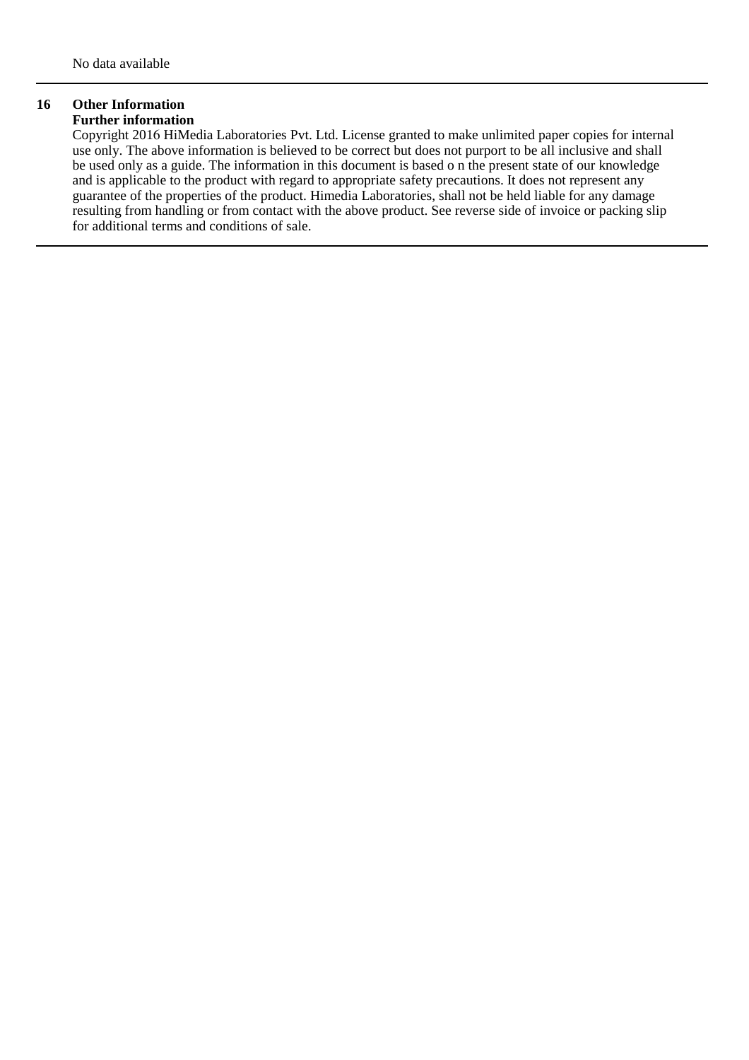No data available

---

## 16 Other Information

**Further information**

Copyright 2016 HiMedia Laboratories Pvt. Ltd. License granted to make unlimited paper copies for internal use only. The above information is believed to be correct but does not purport to be all inclusive and shall be used only as a guide. The information in this document is based o n the present state of our knowledge and is applicable to the product with regard to appropriate safety precautions. It does not represent any guarantee of the properties of the product. Himedia Laboratories, shall not be held liable for any damage resulting from handling or from contact with the above product. See reverse side of invoice or packing slip for additional terms and conditions of sale.